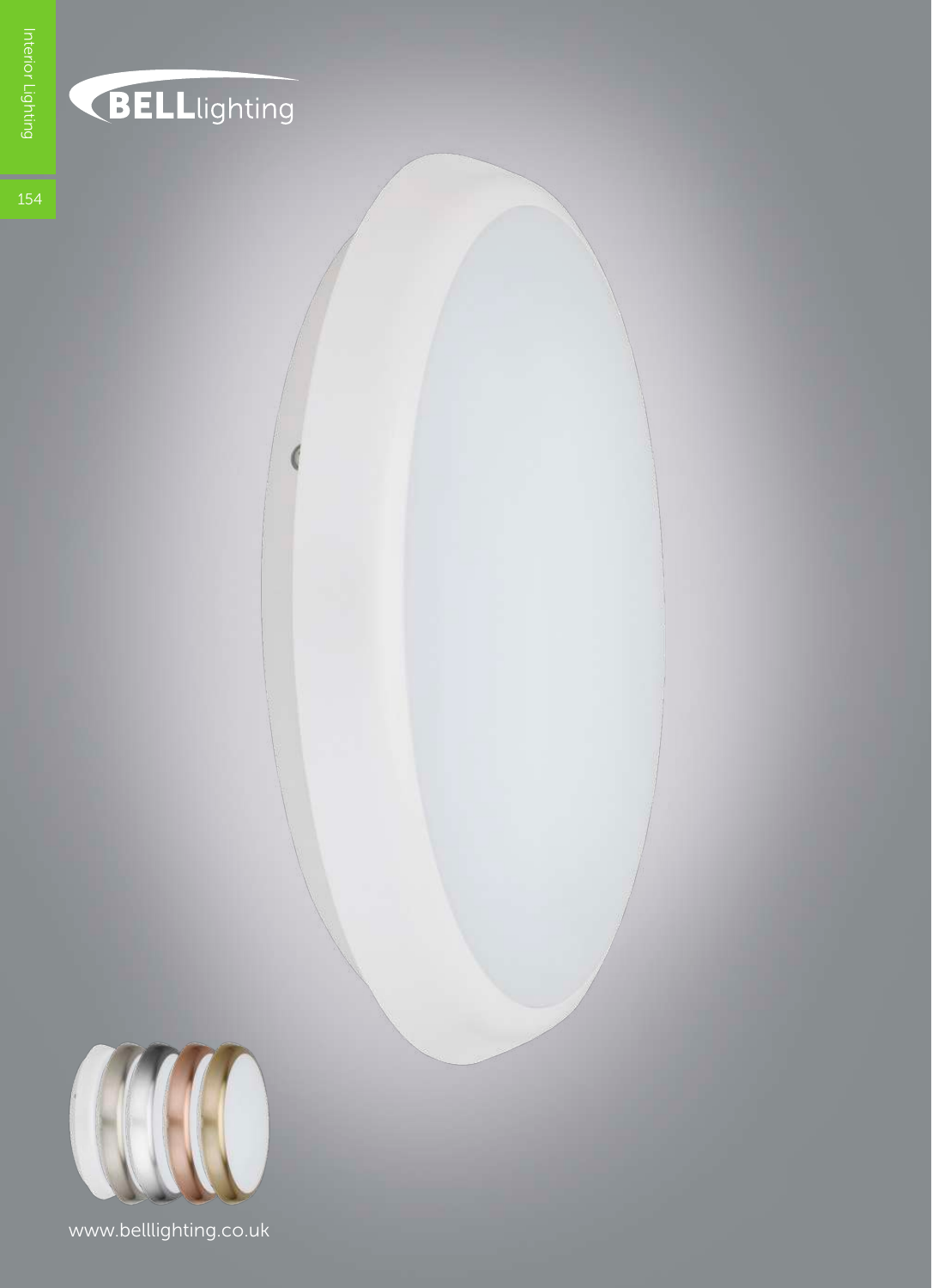BELLlighting

www.belllighting.co.uk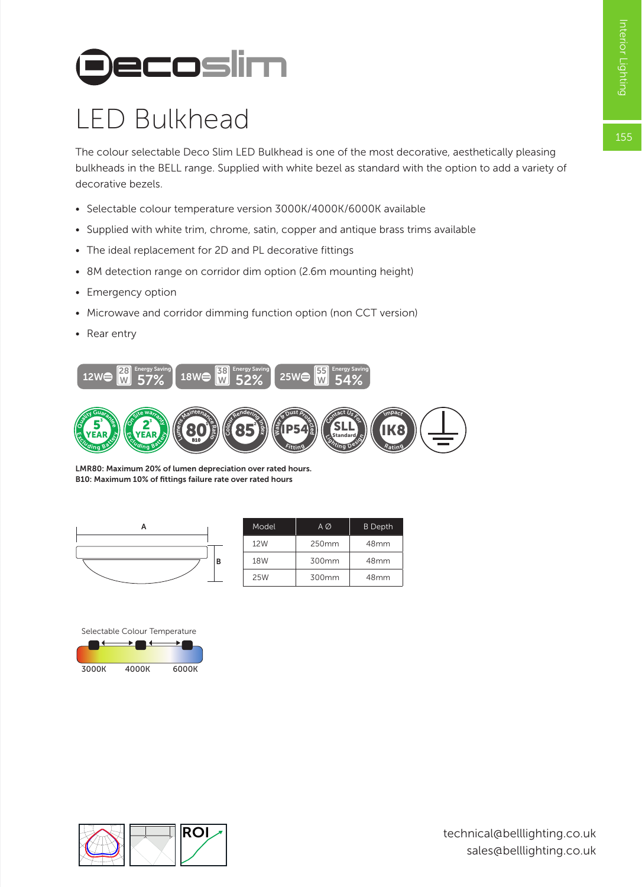# Decoslim

## LED Bulkhead

The colour selectable Deco Slim LED Bulkhead is one of the most decorative, aesthetically pleasing bulkheads in the BELL range. Supplied with white bezel as standard with the option to add a variety of decorative bezels.

- Selectable colour temperature version 3000K/4000K/6000K available
- Supplied with white trim, chrome, satin, copper and antique brass trims available
- The ideal replacement for 2D and PL decorative fittings
- 8M detection range on corridor dim option (2.6m mounting height)
- Emergency option
- Microwave and corridor dimming function option (non CCT version)
- Rear entry

12W vs 28W – Energy Saving 57%
18W vs 38W – Energy Saving 52%
25W vs 55W – Energy Saving 54%

5 Year Quality Guarantee (Excluding Battery) · 2 Year On Site Warranty (Excluding Battery) · Lumens Maintenance Ratio 80 B10 · Colour Rendering Index 85 · Water & Dust Protected Fitting IP54 · Contact Us For Lighting Design SLL Standard · Impact Rating IK8

**LMR80: Maximum 20% of lumen depreciation over rated hours.**
**B10: Maximum 10% of fittings failure rate over rated hours**

| Model | A Ø | B Depth |
| --- | --- | --- |
| 12W | 250mm | 48mm |
| 18W | 300mm | 48mm |
| 25W | 300mm | 48mm |

Selectable Colour Temperature

3000K 4000K 6000K

technical@belllighting.co.uk
sales@belllighting.co.uk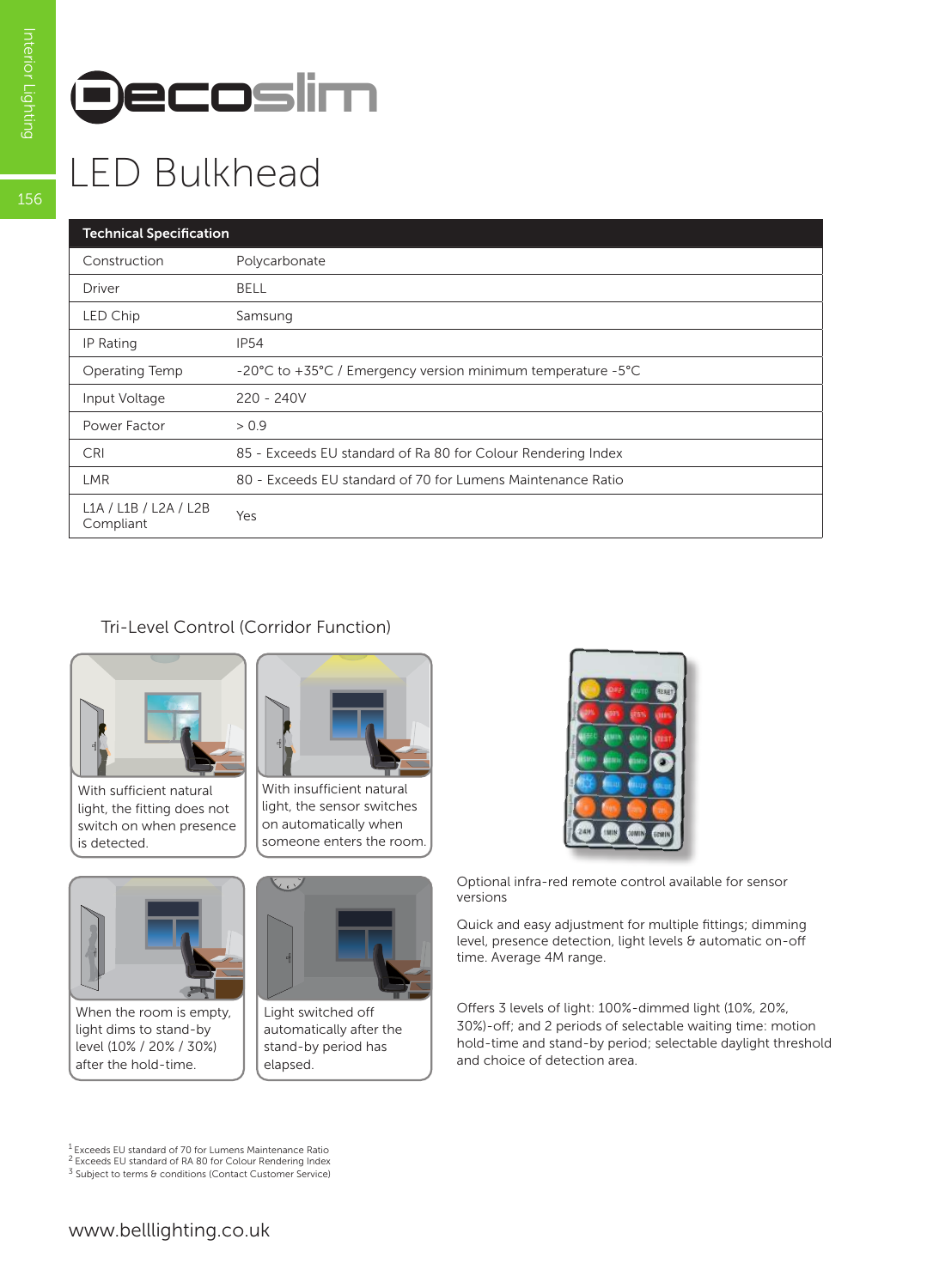# Decoslim

## LED Bulkhead

| Technical Specification | |
|---|---|
| Construction | Polycarbonate |
| Driver | BELL |
| LED Chip | Samsung |
| IP Rating | IP54 |
| Operating Temp | -20°C to +35°C / Emergency version minimum temperature -5°C |
| Input Voltage | 220 - 240V |
| Power Factor | > 0.9 |
| CRI | 85 - Exceeds EU standard of Ra 80 for Colour Rendering Index |
| LMR | 80 - Exceeds EU standard of 70 for Lumens Maintenance Ratio |
| L1A / L1B / L2A / L2B Compliant | Yes |

### Tri-Level Control (Corridor Function)

With sufficient natural light, the fitting does not switch on when presence is detected.

With insufficient natural light, the sensor switches on automatically when someone enters the room.

When the room is empty, light dims to stand-by level (10% / 20% / 30%) after the hold-time.

Light switched off automatically after the stand-by period has elapsed.

Optional infra-red remote control available for sensor versions

Quick and easy adjustment for multiple fittings; dimming level, presence detection, light levels & automatic on-off time. Average 4M range.

Offers 3 levels of light: 100%-dimmed light (10%, 20%, 30%)-off; and 2 periods of selectable waiting time: motion hold-time and stand-by period; selectable daylight threshold and choice of detection area.

[1] Exceeds EU standard of 70 for Lumens Maintenance Ratio
[2] Exceeds EU standard of RA 80 for Colour Rendering Index
[3] Subject to terms & conditions (Contact Customer Service)

www.belllighting.co.uk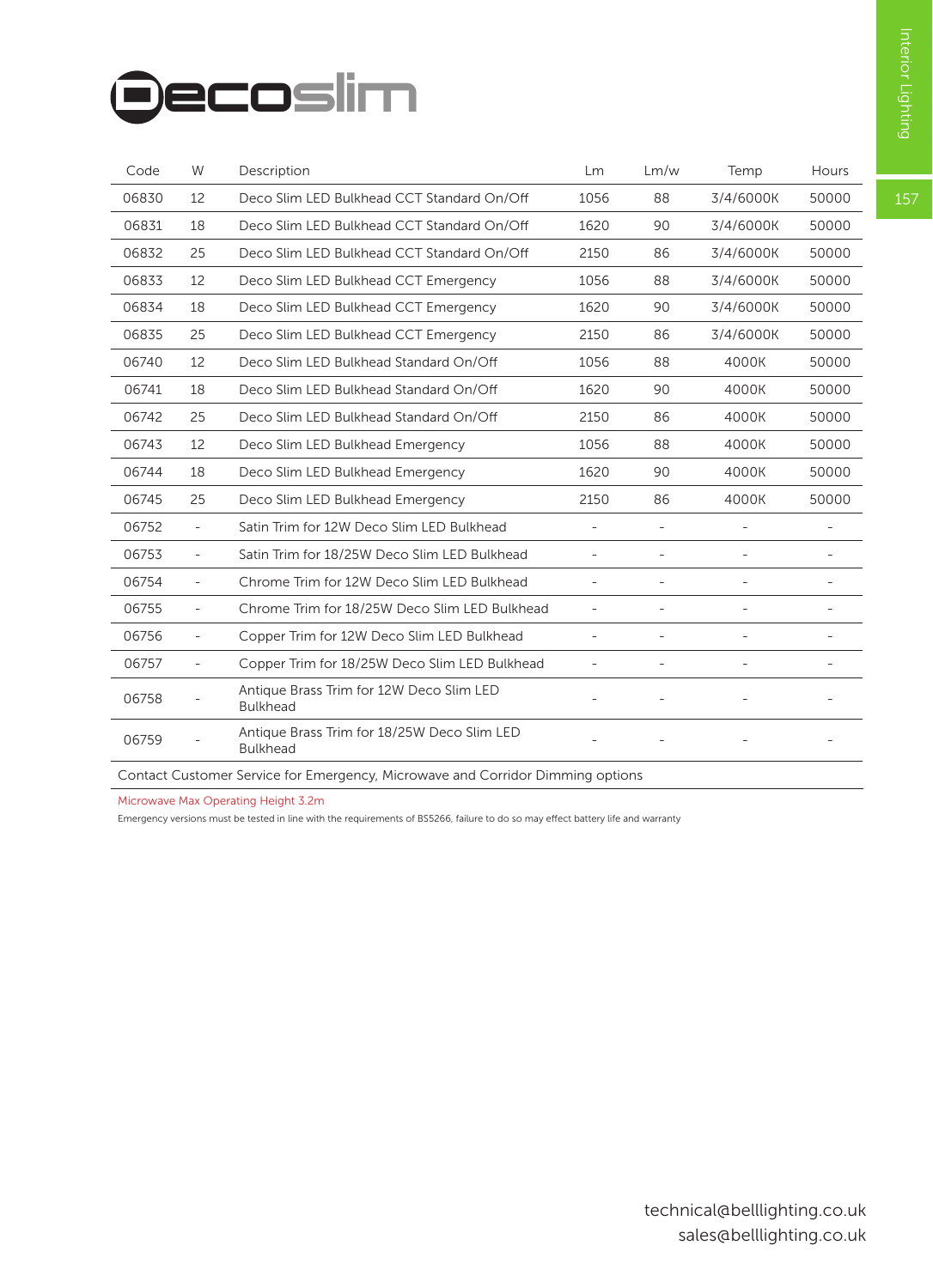# Decoslim

| Code | W | Description | Lm | Lm/w | Temp | Hours |
|---|---|---|---|---|---|---|
| 06830 | 12 | Deco Slim LED Bulkhead CCT Standard On/Off | 1056 | 88 | 3/4/6000K | 50000 |
| 06831 | 18 | Deco Slim LED Bulkhead CCT Standard On/Off | 1620 | 90 | 3/4/6000K | 50000 |
| 06832 | 25 | Deco Slim LED Bulkhead CCT Standard On/Off | 2150 | 86 | 3/4/6000K | 50000 |
| 06833 | 12 | Deco Slim LED Bulkhead CCT Emergency | 1056 | 88 | 3/4/6000K | 50000 |
| 06834 | 18 | Deco Slim LED Bulkhead CCT Emergency | 1620 | 90 | 3/4/6000K | 50000 |
| 06835 | 25 | Deco Slim LED Bulkhead CCT Emergency | 2150 | 86 | 3/4/6000K | 50000 |
| 06740 | 12 | Deco Slim LED Bulkhead Standard On/Off | 1056 | 88 | 4000K | 50000 |
| 06741 | 18 | Deco Slim LED Bulkhead Standard On/Off | 1620 | 90 | 4000K | 50000 |
| 06742 | 25 | Deco Slim LED Bulkhead Standard On/Off | 2150 | 86 | 4000K | 50000 |
| 06743 | 12 | Deco Slim LED Bulkhead Emergency | 1056 | 88 | 4000K | 50000 |
| 06744 | 18 | Deco Slim LED Bulkhead Emergency | 1620 | 90 | 4000K | 50000 |
| 06745 | 25 | Deco Slim LED Bulkhead Emergency | 2150 | 86 | 4000K | 50000 |
| 06752 | - | Satin Trim for 12W Deco Slim LED Bulkhead | - | - | - | - |
| 06753 | - | Satin Trim for 18/25W Deco Slim LED Bulkhead | - | - | - | - |
| 06754 | - | Chrome Trim for 12W Deco Slim LED Bulkhead | - | - | - | - |
| 06755 | - | Chrome Trim for 18/25W Deco Slim LED Bulkhead | - | - | - | - |
| 06756 | - | Copper Trim for 12W Deco Slim LED Bulkhead | - | - | - | - |
| 06757 | - | Copper Trim for 18/25W Deco Slim LED Bulkhead | - | - | - | - |
| 06758 | - | Antique Brass Trim for 12W Deco Slim LED Bulkhead | - | - | - | - |
| 06759 | - | Antique Brass Trim for 18/25W Deco Slim LED Bulkhead | - | - | - | - |

Contact Customer Service for Emergency, Microwave and Corridor Dimming options

Microwave Max Operating Height 3.2m

Emergency versions must be tested in line with the requirements of BS5266, failure to do so may effect battery life and warranty

technical@belllighting.co.uk
sales@belllighting.co.uk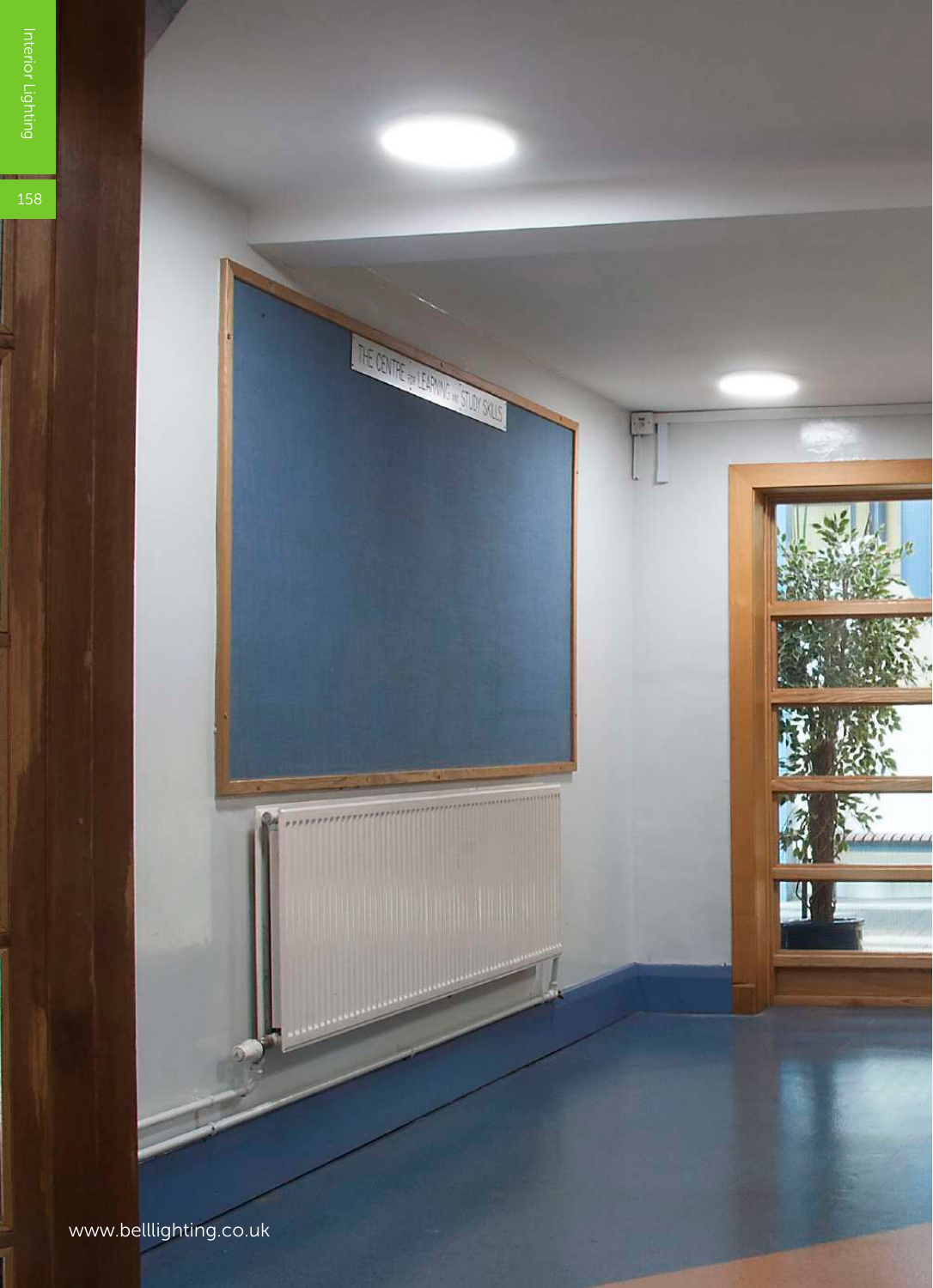www.belllighting.co.uk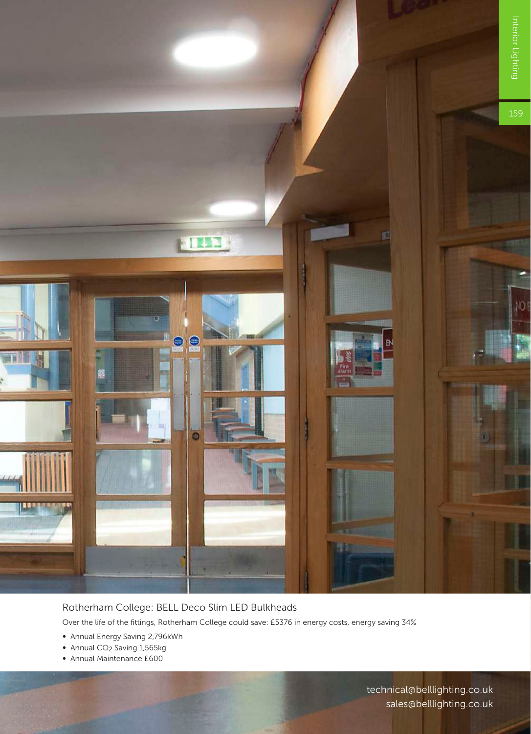## Rotherham College: BELL Deco Slim LED Bulkheads

Over the life of the fittings, Rotherham College could save: £5376 in energy costs, energy saving 34%

- Annual Energy Saving 2,796kWh
- Annual $CO_2$ Saving 1,565kg
- Annual Maintenance £600

technical@belllighting.co.uk
sales@belllighting.co.uk